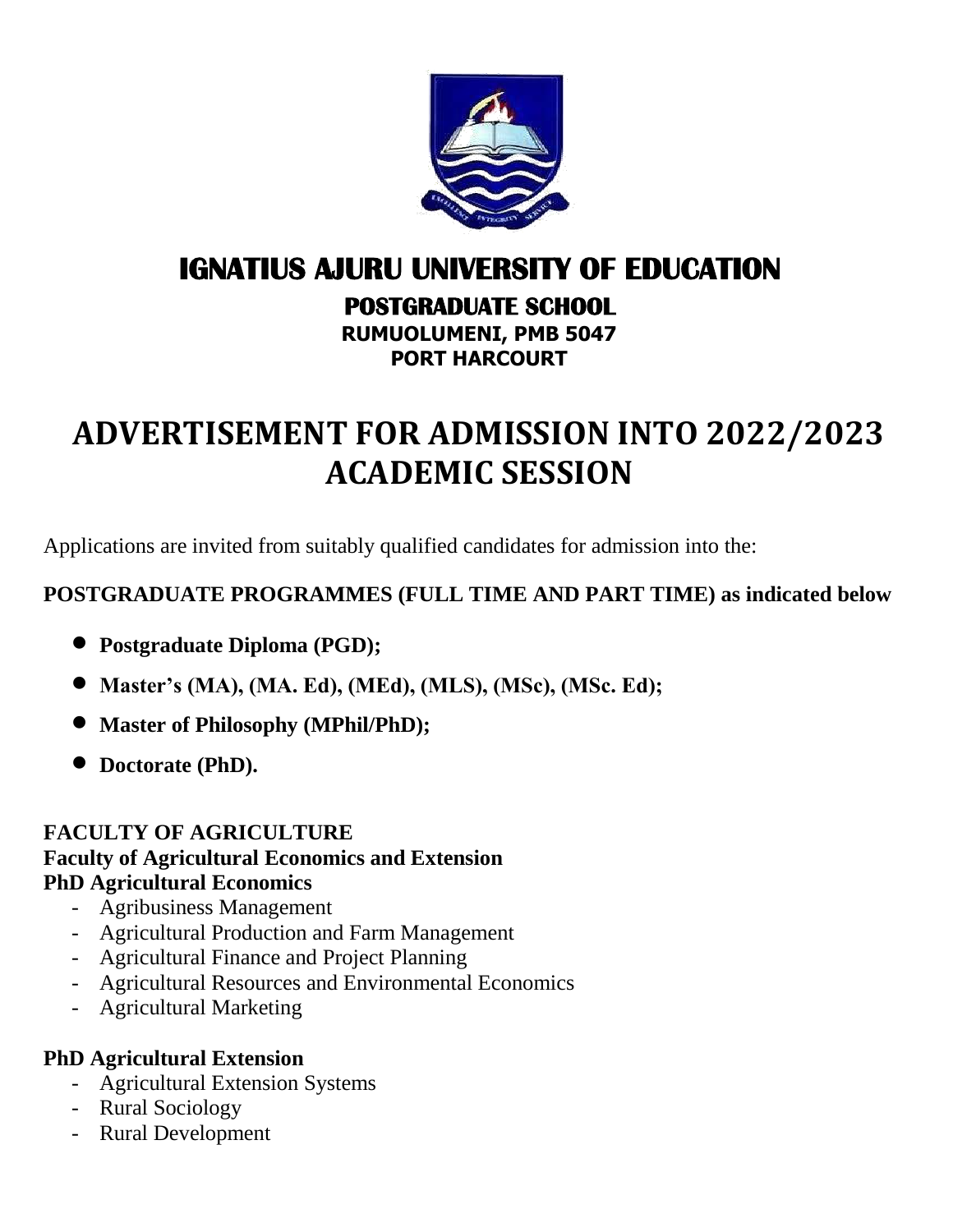# IGNATIUS AJURU UNIVERSITY OF EDUCATION

## POSTGRADUATE SCHOOL

**RUMUOLUMENI, PMB 5047**
**PORT HARCOURT**

# ADVERTISEMENT FOR ADMISSION INTO 2022/2023 ACADEMIC SESSION

Applications are invited from suitably qualified candidates for admission into the:

**POSTGRADUATE PROGRAMMES (FULL TIME AND PART TIME) as indicated below**

- **Postgraduate Diploma (PGD);**
- **Master's (MA), (MA. Ed), (MEd), (MLS), (MSc), (MSc. Ed);**
- **Master of Philosophy (MPhil/PhD);**
- **Doctorate (PhD).**

**FACULTY OF AGRICULTURE**
**Faculty of Agricultural Economics and Extension**
**PhD Agricultural Economics**

- Agribusiness Management
- Agricultural Production and Farm Management
- Agricultural Finance and Project Planning
- Agricultural Resources and Environmental Economics
- Agricultural Marketing

**PhD Agricultural Extension**

- Agricultural Extension Systems
- Rural Sociology
- Rural Development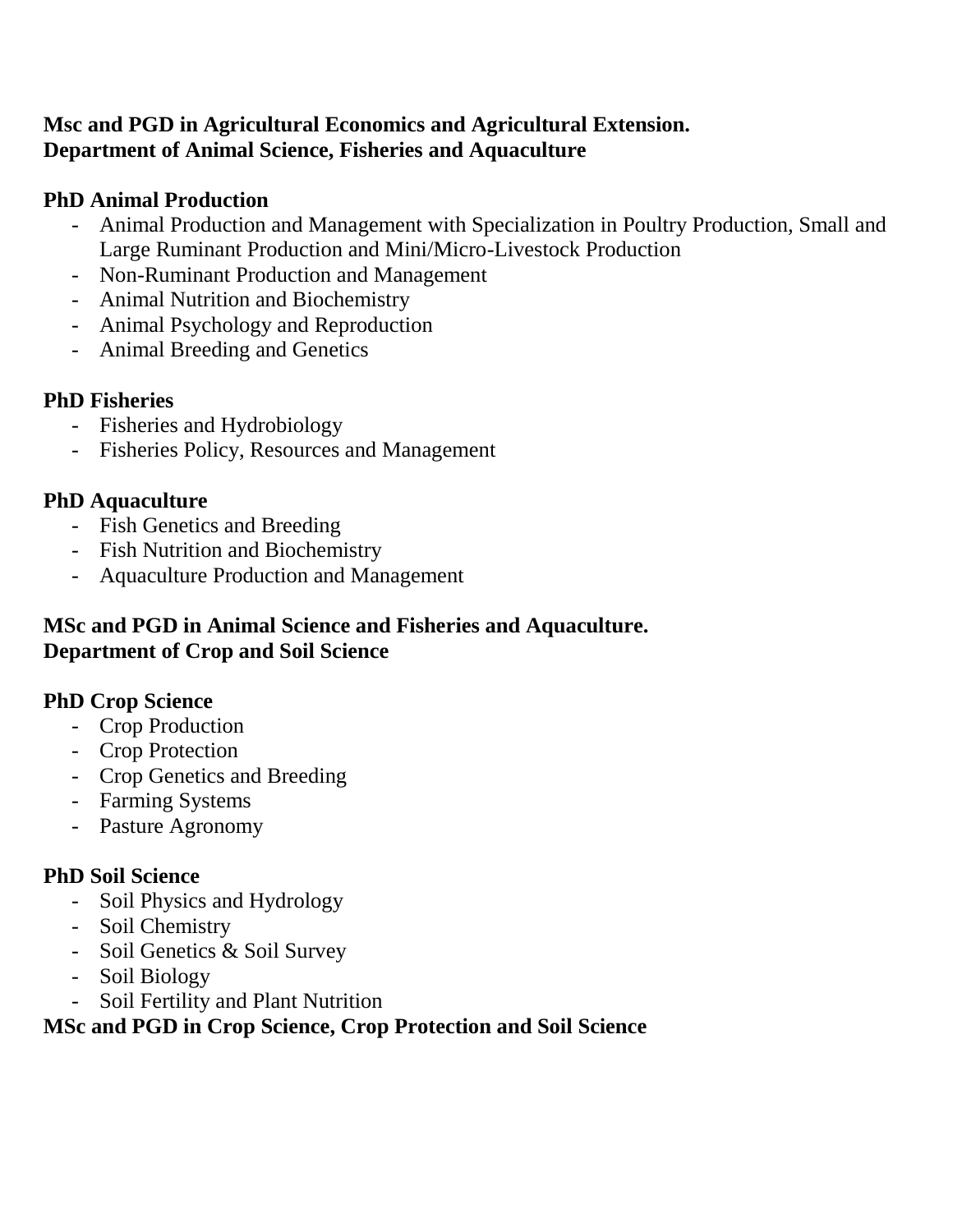**Msc and PGD in Agricultural Economics and Agricultural Extension.**
**Department of Animal Science, Fisheries and Aquaculture**

**PhD Animal Production**

- Animal Production and Management with Specialization in Poultry Production, Small and Large Ruminant Production and Mini/Micro-Livestock Production
- Non-Ruminant Production and Management
- Animal Nutrition and Biochemistry
- Animal Psychology and Reproduction
- Animal Breeding and Genetics

**PhD Fisheries**

- Fisheries and Hydrobiology
- Fisheries Policy, Resources and Management

**PhD Aquaculture**

- Fish Genetics and Breeding
- Fish Nutrition and Biochemistry
- Aquaculture Production and Management

**MSc and PGD in Animal Science and Fisheries and Aquaculture.**
**Department of Crop and Soil Science**

**PhD Crop Science**

- Crop Production
- Crop Protection
- Crop Genetics and Breeding
- Farming Systems
- Pasture Agronomy

**PhD Soil Science**

- Soil Physics and Hydrology
- Soil Chemistry
- Soil Genetics & Soil Survey
- Soil Biology
- Soil Fertility and Plant Nutrition

**MSc and PGD in Crop Science, Crop Protection and Soil Science**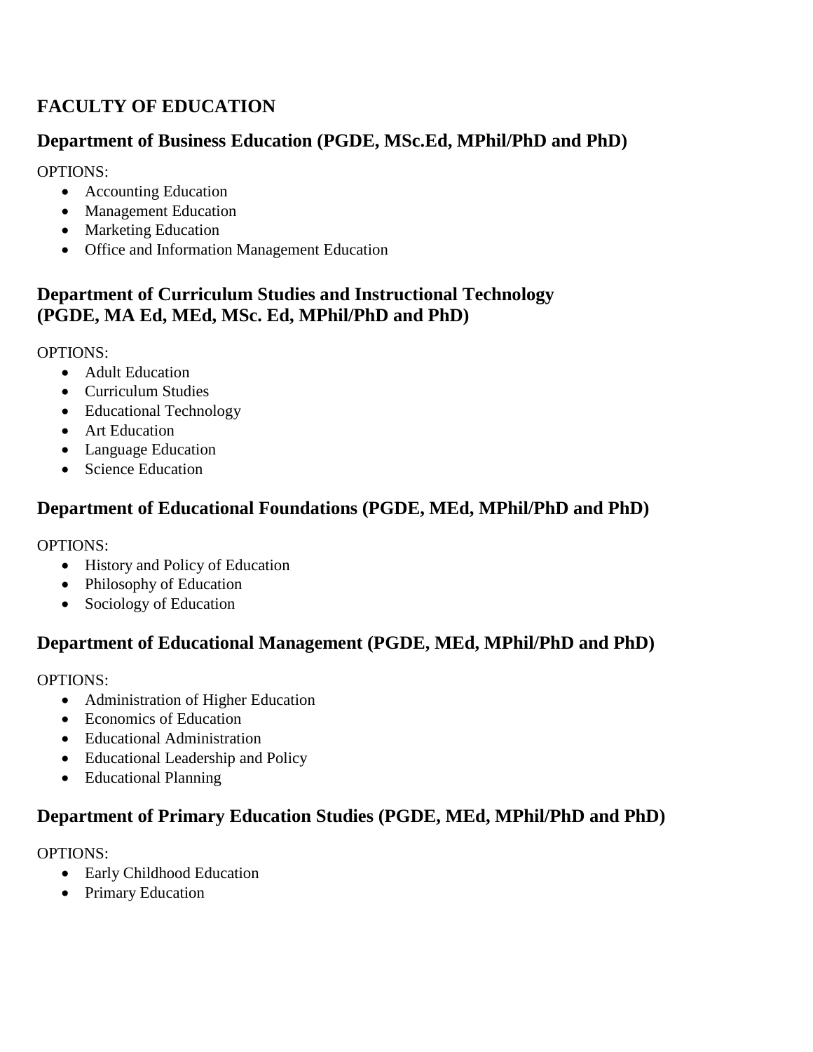# FACULTY OF EDUCATION

## Department of Business Education (PGDE, MSc.Ed, MPhil/PhD and PhD)

OPTIONS:

- Accounting Education
- Management Education
- Marketing Education
- Office and Information Management Education

## Department of Curriculum Studies and Instructional Technology (PGDE, MA Ed, MEd, MSc. Ed, MPhil/PhD and PhD)

OPTIONS:

- Adult Education
- Curriculum Studies
- Educational Technology
- Art Education
- Language Education
- Science Education

## Department of Educational Foundations (PGDE, MEd, MPhil/PhD and PhD)

OPTIONS:

- History and Policy of Education
- Philosophy of Education
- Sociology of Education

## Department of Educational Management (PGDE, MEd, MPhil/PhD and PhD)

OPTIONS:

- Administration of Higher Education
- Economics of Education
- Educational Administration
- Educational Leadership and Policy
- Educational Planning

## Department of Primary Education Studies (PGDE, MEd, MPhil/PhD and PhD)

OPTIONS:

- Early Childhood Education
- Primary Education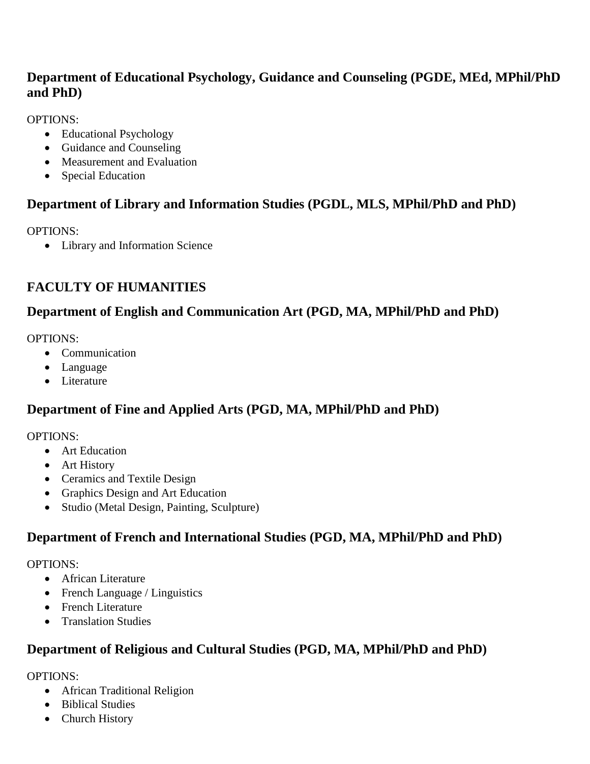### Department of Educational Psychology, Guidance and Counseling (PGDE, MEd, MPhil/PhD and PhD)

OPTIONS:

- Educational Psychology
- Guidance and Counseling
- Measurement and Evaluation
- Special Education

### Department of Library and Information Studies (PGDL, MLS, MPhil/PhD and PhD)

OPTIONS:

- Library and Information Science

## FACULTY OF HUMANITIES

### Department of English and Communication Art (PGD, MA, MPhil/PhD and PhD)

OPTIONS:

- Communication
- Language
- Literature

### Department of Fine and Applied Arts (PGD, MA, MPhil/PhD and PhD)

OPTIONS:

- Art Education
- Art History
- Ceramics and Textile Design
- Graphics Design and Art Education
- Studio (Metal Design, Painting, Sculpture)

### Department of French and International Studies (PGD, MA, MPhil/PhD and PhD)

OPTIONS:

- African Literature
- French Language / Linguistics
- French Literature
- Translation Studies

### Department of Religious and Cultural Studies (PGD, MA, MPhil/PhD and PhD)

OPTIONS:

- African Traditional Religion
- Biblical Studies
- Church History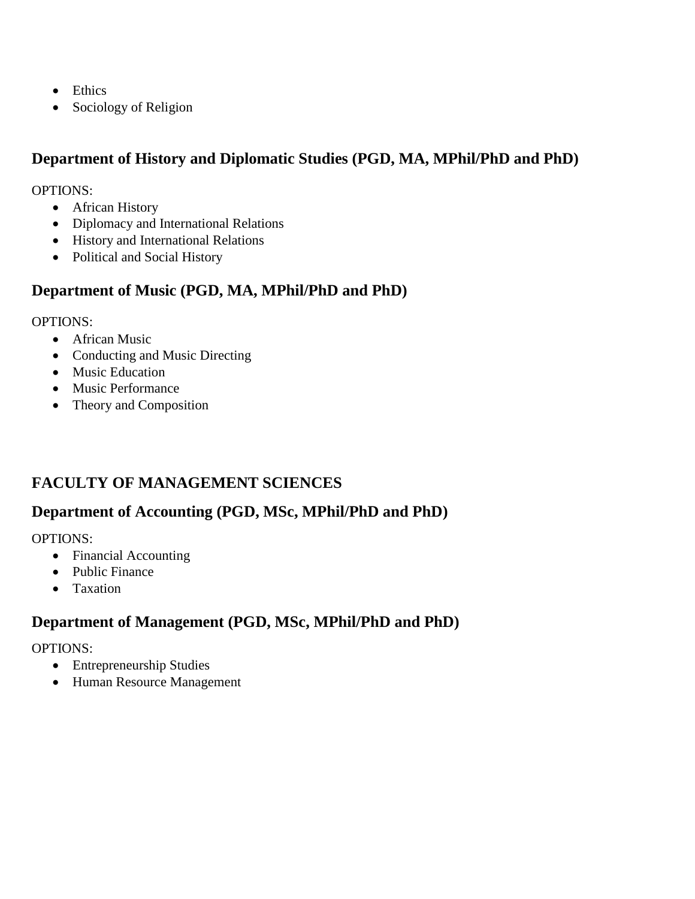- Ethics
- Sociology of Religion

### Department of History and Diplomatic Studies (PGD, MA, MPhil/PhD and PhD)

OPTIONS:

- African History
- Diplomacy and International Relations
- History and International Relations
- Political and Social History

### Department of Music (PGD, MA, MPhil/PhD and PhD)

OPTIONS:

- African Music
- Conducting and Music Directing
- Music Education
- Music Performance
- Theory and Composition

## FACULTY OF MANAGEMENT SCIENCES

### Department of Accounting (PGD, MSc, MPhil/PhD and PhD)

OPTIONS:

- Financial Accounting
- Public Finance
- Taxation

### Department of Management (PGD, MSc, MPhil/PhD and PhD)

OPTIONS:

- Entrepreneurship Studies
- Human Resource Management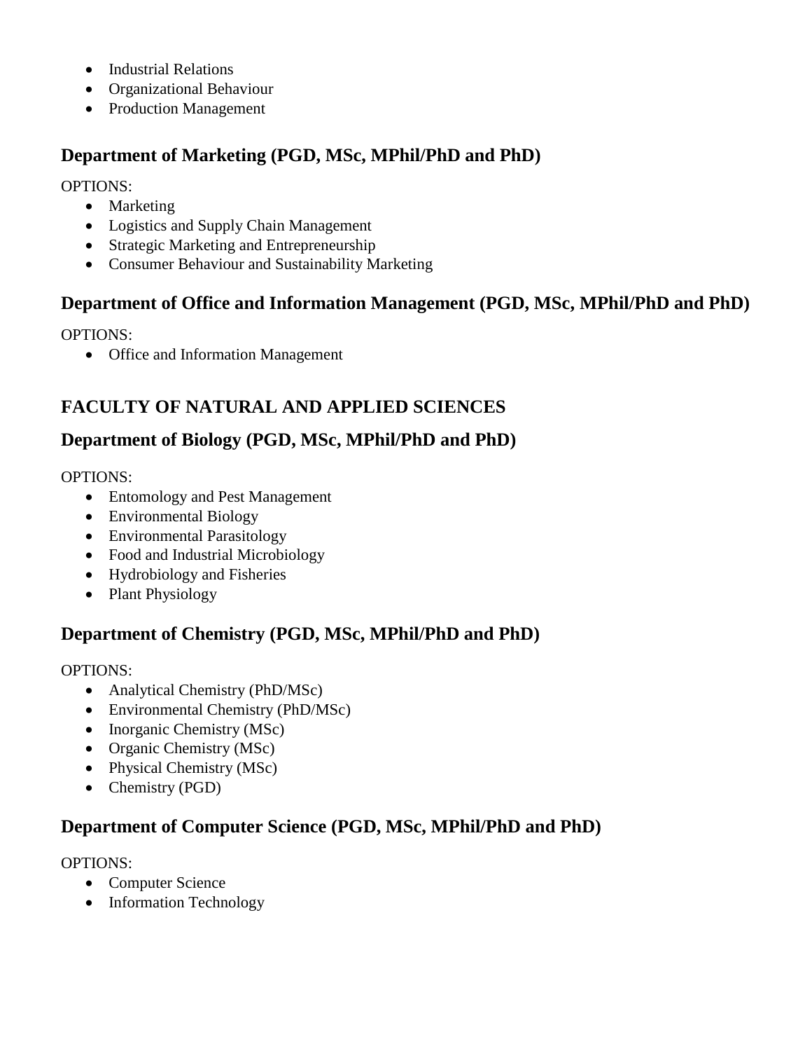- Industrial Relations
- Organizational Behaviour
- Production Management

### Department of Marketing (PGD, MSc, MPhil/PhD and PhD)

OPTIONS:

- Marketing
- Logistics and Supply Chain Management
- Strategic Marketing and Entrepreneurship
- Consumer Behaviour and Sustainability Marketing

### Department of Office and Information Management (PGD, MSc, MPhil/PhD and PhD)

OPTIONS:

- Office and Information Management

## FACULTY OF NATURAL AND APPLIED SCIENCES

### Department of Biology (PGD, MSc, MPhil/PhD and PhD)

OPTIONS:

- Entomology and Pest Management
- Environmental Biology
- Environmental Parasitology
- Food and Industrial Microbiology
- Hydrobiology and Fisheries
- Plant Physiology

### Department of Chemistry (PGD, MSc, MPhil/PhD and PhD)

OPTIONS:

- Analytical Chemistry (PhD/MSc)
- Environmental Chemistry (PhD/MSc)
- Inorganic Chemistry (MSc)
- Organic Chemistry (MSc)
- Physical Chemistry (MSc)
- Chemistry (PGD)

### Department of Computer Science (PGD, MSc, MPhil/PhD and PhD)

OPTIONS:

- Computer Science
- Information Technology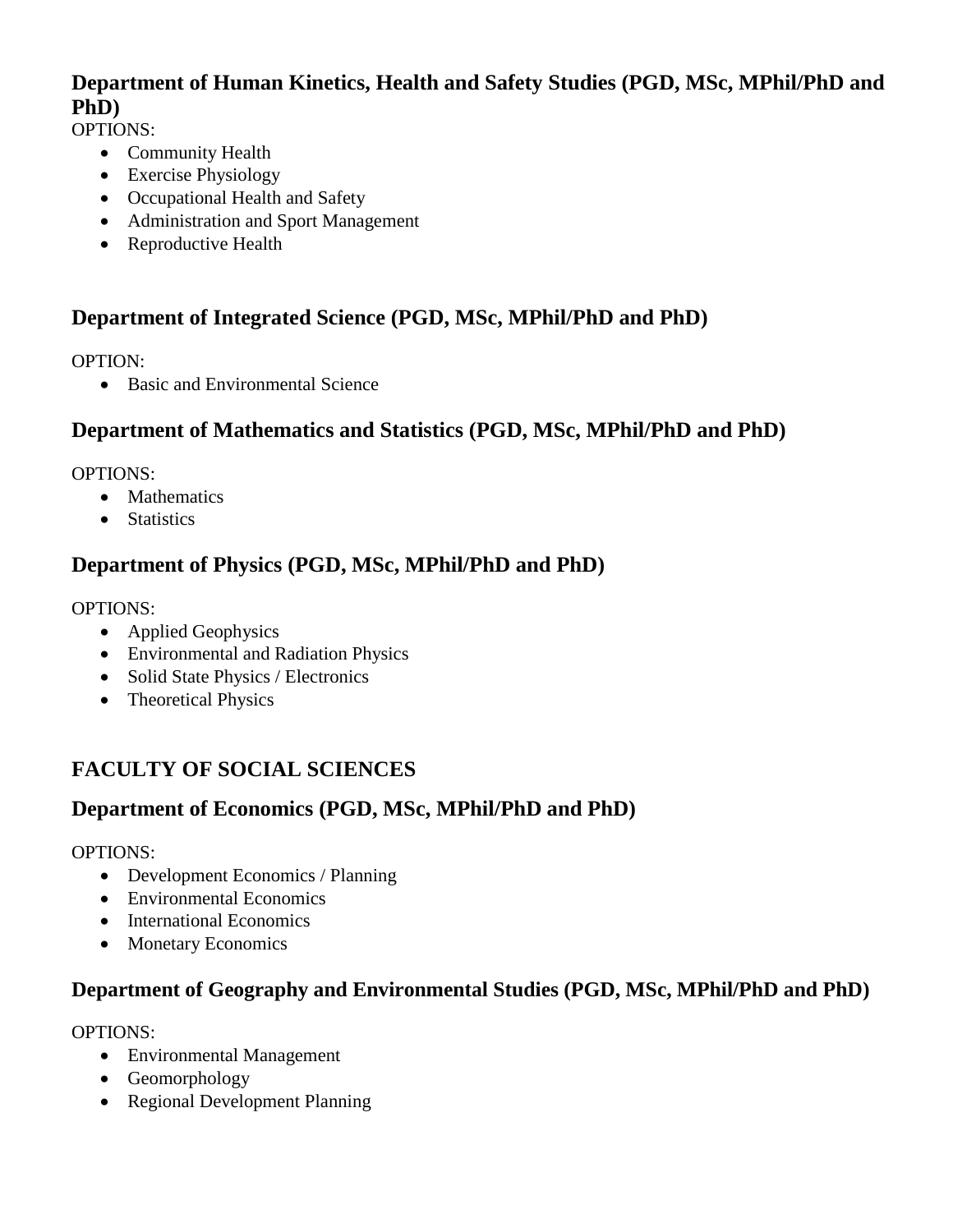### Department of Human Kinetics, Health and Safety Studies (PGD, MSc, MPhil/PhD and PhD)

OPTIONS:

- Community Health
- Exercise Physiology
- Occupational Health and Safety
- Administration and Sport Management
- Reproductive Health

### Department of Integrated Science (PGD, MSc, MPhil/PhD and PhD)

OPTION:

- Basic and Environmental Science

### Department of Mathematics and Statistics (PGD, MSc, MPhil/PhD and PhD)

OPTIONS:

- Mathematics
- Statistics

### Department of Physics (PGD, MSc, MPhil/PhD and PhD)

OPTIONS:

- Applied Geophysics
- Environmental and Radiation Physics
- Solid State Physics / Electronics
- Theoretical Physics

## FACULTY OF SOCIAL SCIENCES

### Department of Economics (PGD, MSc, MPhil/PhD and PhD)

OPTIONS:

- Development Economics / Planning
- Environmental Economics
- International Economics
- Monetary Economics

### Department of Geography and Environmental Studies (PGD, MSc, MPhil/PhD and PhD)

OPTIONS:

- Environmental Management
- Geomorphology
- Regional Development Planning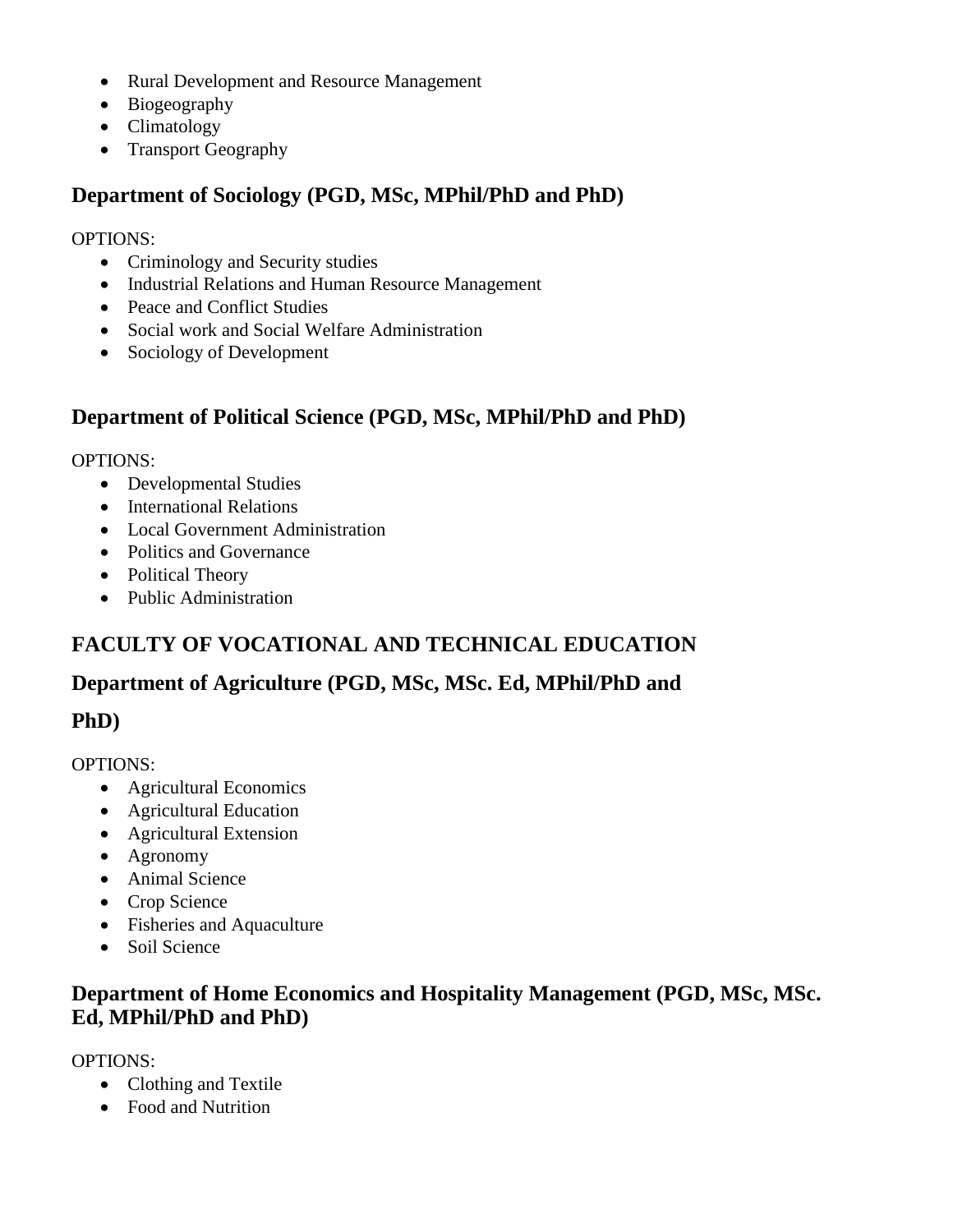- Rural Development and Resource Management
- Biogeography
- Climatology
- Transport Geography

### Department of Sociology (PGD, MSc, MPhil/PhD and PhD)

OPTIONS:

- Criminology and Security studies
- Industrial Relations and Human Resource Management
- Peace and Conflict Studies
- Social work and Social Welfare Administration
- Sociology of Development

### Department of Political Science (PGD, MSc, MPhil/PhD and PhD)

OPTIONS:

- Developmental Studies
- International Relations
- Local Government Administration
- Politics and Governance
- Political Theory
- Public Administration

## FACULTY OF VOCATIONAL AND TECHNICAL EDUCATION

### Department of Agriculture (PGD, MSc, MSc. Ed, MPhil/PhD and PhD)

OPTIONS:

- Agricultural Economics
- Agricultural Education
- Agricultural Extension
- Agronomy
- Animal Science
- Crop Science
- Fisheries and Aquaculture
- Soil Science

### Department of Home Economics and Hospitality Management (PGD, MSc, MSc. Ed, MPhil/PhD and PhD)

OPTIONS:

- Clothing and Textile
- Food and Nutrition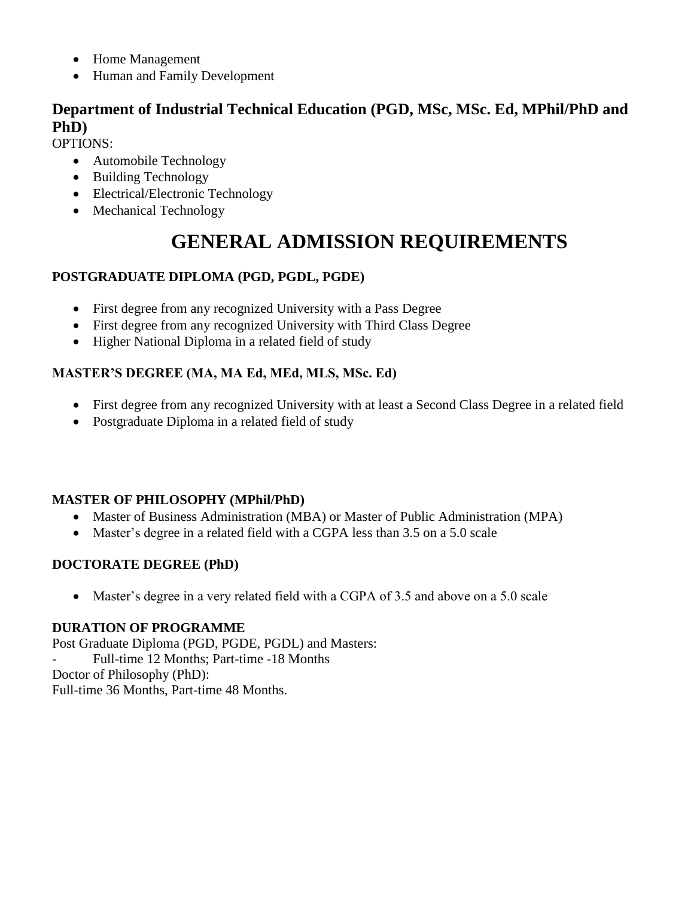- Home Management
- Human and Family Development

## Department of Industrial Technical Education (PGD, MSc, MSc. Ed, MPhil/PhD and PhD)

OPTIONS:

- Automobile Technology
- Building Technology
- Electrical/Electronic Technology
- Mechanical Technology

# GENERAL ADMISSION REQUIREMENTS

### POSTGRADUATE DIPLOMA (PGD, PGDL, PGDE)

- First degree from any recognized University with a Pass Degree
- First degree from any recognized University with Third Class Degree
- Higher National Diploma in a related field of study

### MASTER'S DEGREE (MA, MA Ed, MEd, MLS, MSc. Ed)

- First degree from any recognized University with at least a Second Class Degree in a related field
- Postgraduate Diploma in a related field of study

### MASTER OF PHILOSOPHY (MPhil/PhD)

- Master of Business Administration (MBA) or Master of Public Administration (MPA)
- Master's degree in a related field with a CGPA less than 3.5 on a 5.0 scale

### DOCTORATE DEGREE (PhD)

- Master's degree in a very related field with a CGPA of 3.5 and above on a 5.0 scale

### DURATION OF PROGRAMME

Post Graduate Diploma (PGD, PGDE, PGDL) and Masters:

- Full-time 12 Months; Part-time -18 Months

Doctor of Philosophy (PhD):

Full-time 36 Months, Part-time 48 Months.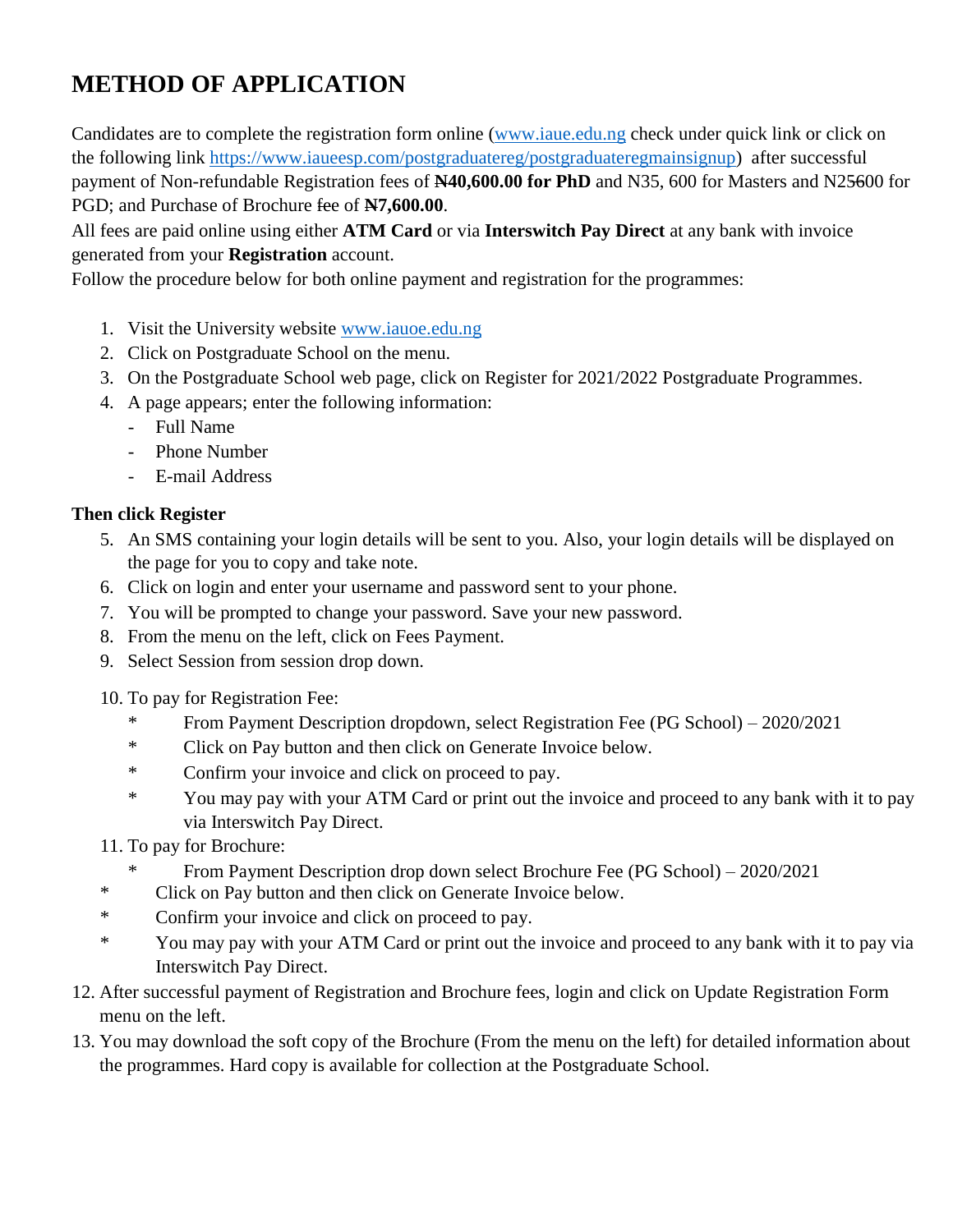# METHOD OF APPLICATION

Candidates are to complete the registration form online (www.iaue.edu.ng check under quick link or click on the following link https://www.iaueesp.com/postgraduatereg/postgraduateregmainsignup) after successful payment of Non-refundable Registration fees of **₦40,600.00 for PhD** and N35, 600 for Masters and N25600 for PGD; and Purchase of Brochure fee of **₦7,600.00**.

All fees are paid online using either **ATM Card** or via **Interswitch Pay Direct** at any bank with invoice generated from your **Registration** account.

Follow the procedure below for both online payment and registration for the programmes:

1. Visit the University website www.iauoe.edu.ng
2. Click on Postgraduate School on the menu.
3. On the Postgraduate School web page, click on Register for 2021/2022 Postgraduate Programmes.
4. A page appears; enter the following information:
   - Full Name
   - Phone Number
   - E-mail Address

**Then click Register**

5. An SMS containing your login details will be sent to you. Also, your login details will be displayed on the page for you to copy and take note.
6. Click on login and enter your username and password sent to your phone.
7. You will be prompted to change your password. Save your new password.
8. From the menu on the left, click on Fees Payment.
9. Select Session from session drop down.
10. To pay for Registration Fee:
    * From Payment Description dropdown, select Registration Fee (PG School) – 2020/2021
    * Click on Pay button and then click on Generate Invoice below.
    * Confirm your invoice and click on proceed to pay.
    * You may pay with your ATM Card or print out the invoice and proceed to any bank with it to pay via Interswitch Pay Direct.
11. To pay for Brochure:
    * From Payment Description drop down select Brochure Fee (PG School) – 2020/2021
    * Click on Pay button and then click on Generate Invoice below.
    * Confirm your invoice and click on proceed to pay.
    * You may pay with your ATM Card or print out the invoice and proceed to any bank with it to pay via Interswitch Pay Direct.
12. After successful payment of Registration and Brochure fees, login and click on Update Registration Form menu on the left.
13. You may download the soft copy of the Brochure (From the menu on the left) for detailed information about the programmes. Hard copy is available for collection at the Postgraduate School.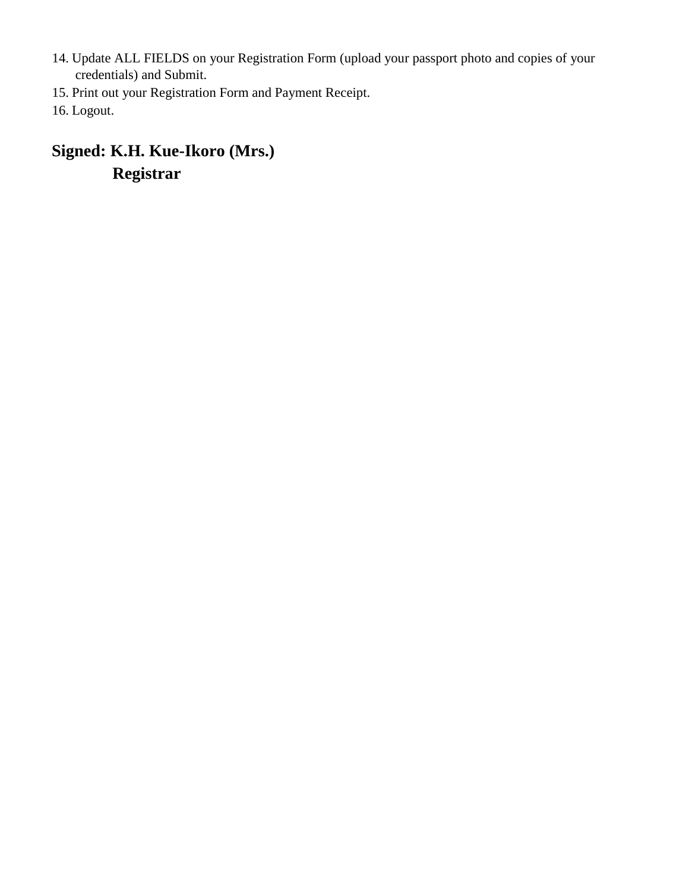14. Update ALL FIELDS on your Registration Form (upload your passport photo and copies of your credentials) and Submit.
15. Print out your Registration Form and Payment Receipt.
16. Logout.

**Signed: K.H. Kue-Ikoro (Mrs.)**
**Registrar**